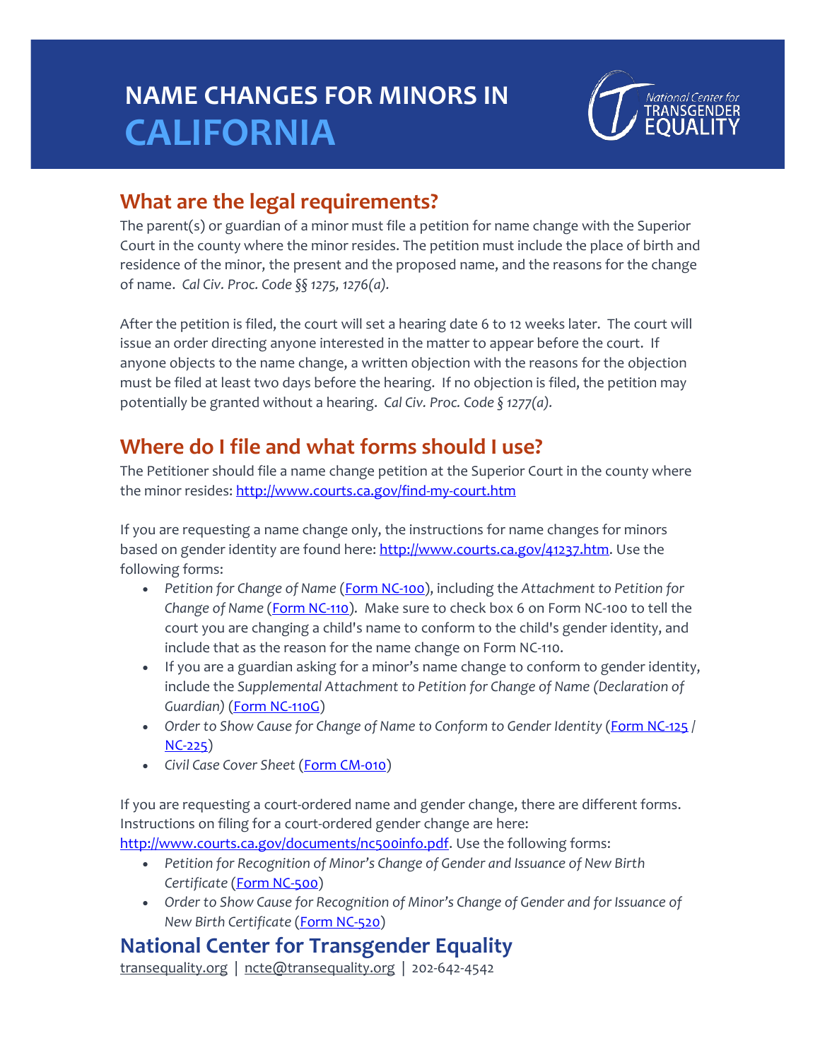# NAME CHANGES FOR MINORS IN CALIFORNIA

## What are the legal requirements?

The parent(s) or guardian of a minor must file a petition for name change with the Superior Court in the county where the minor resides. The petition must include the place of birth and residence of the minor, the present and the proposed name, and the reasons for the change of name. *Cal Civ. Proc. Code §§ 1275, 1276(a).*

After the petition is filed, the court will set a hearing date 6 to 12 weeks later. The court will issue an order directing anyone interested in the matter to appear before the court. If anyone objects to the name change, a written objection with the reasons for the objection must be filed at least two days before the hearing. If no objection is filed, the petition may potentially be granted without a hearing. *Cal Civ. Proc. Code § 1277(a).*

## Where do I file and what forms should I use?

The Petitioner should file a name change petition at the Superior Court in the county where the minor resides: http://www.courts.ca.gov/find-my-court.htm

If you are requesting a name change only, the instructions for name changes for minors based on gender identity are found here: http://www.courts.ca.gov/41237.htm. Use the following forms:

- *Petition for Change of Name* (Form NC-100), including the *Attachment to Petition for Change of Name* (Form NC-110). Make sure to check box 6 on Form NC-100 to tell the court you are changing a child's name to conform to the child's gender identity, and include that as the reason for the name change on Form NC-110.
- If you are a guardian asking for a minor's name change to conform to gender identity, include the *Supplemental Attachment to Petition for Change of Name (Declaration of Guardian)* (Form NC-110G)
- *Order to Show Cause for Change of Name to Conform to Gender Identity* (Form NC-125 / NC-225)
- *Civil Case Cover Sheet* (Form CM-010)

If you are requesting a court-ordered name and gender change, there are different forms. Instructions on filing for a court-ordered gender change are here: http://www.courts.ca.gov/documents/nc500info.pdf. Use the following forms:

- *Petition for Recognition of Minor's Change of Gender and Issuance of New Birth Certificate* (Form NC-500)
- *Order to Show Cause for Recognition of Minor's Change of Gender and for Issuance of New Birth Certificate* (Form NC-520)

## National Center for Transgender Equality

transequality.org | ncte@transequality.org | 202-642-4542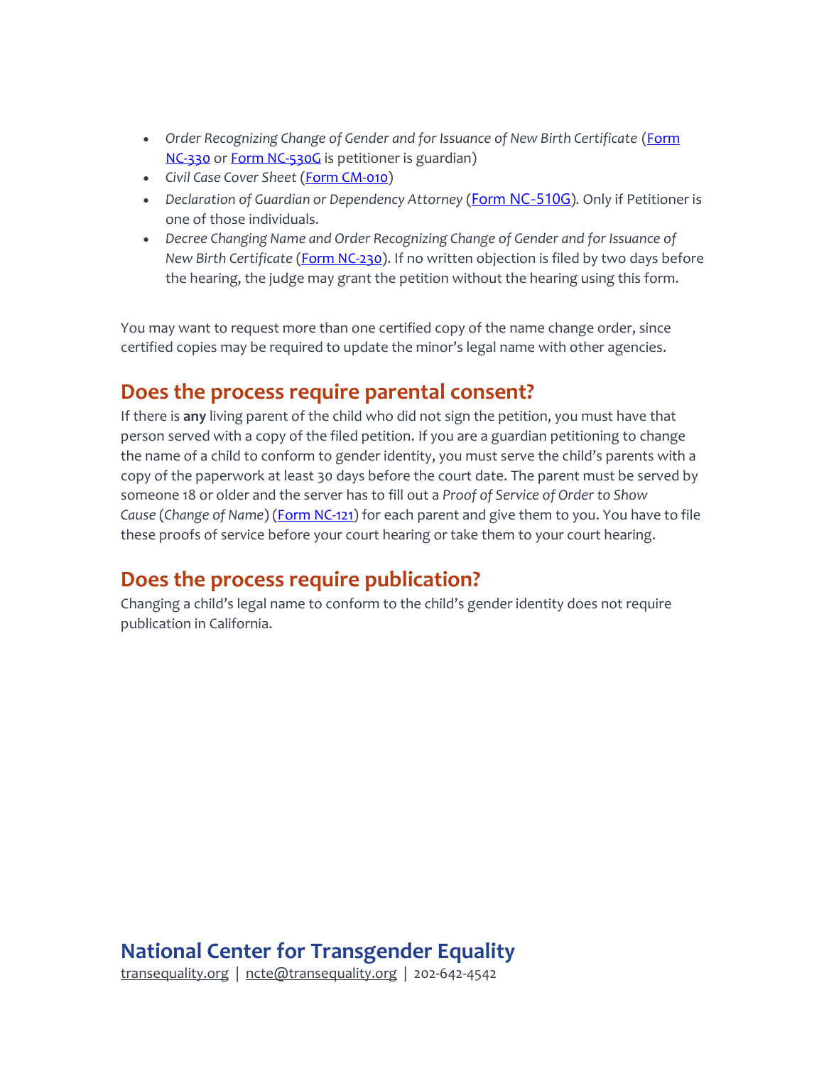- *Order Recognizing Change of Gender and for Issuance of New Birth Certificate* (Form NC-330 or Form NC-530G is petitioner is guardian)
- *Civil Case Cover Sheet* (Form CM-010)
- *Declaration of Guardian or Dependency Attorney* (Form NC-510G). Only if Petitioner is one of those individuals.
- *Decree Changing Name and Order Recognizing Change of Gender and for Issuance of New Birth Certificate* (Form NC-230). If no written objection is filed by two days before the hearing, the judge may grant the petition without the hearing using this form.

You may want to request more than one certified copy of the name change order, since certified copies may be required to update the minor's legal name with other agencies.

## Does the process require parental consent?

If there is **any** living parent of the child who did not sign the petition, you must have that person served with a copy of the filed petition. If you are a guardian petitioning to change the name of a child to conform to gender identity, you must serve the child's parents with a copy of the paperwork at least 30 days before the court date. The parent must be served by someone 18 or older and the server has to fill out a *Proof of Service of Order to Show Cause* (*Change of Name*) (Form NC-121) for each parent and give them to you. You have to file these proofs of service before your court hearing or take them to your court hearing.

## Does the process require publication?

Changing a child's legal name to conform to the child's gender identity does not require publication in California.